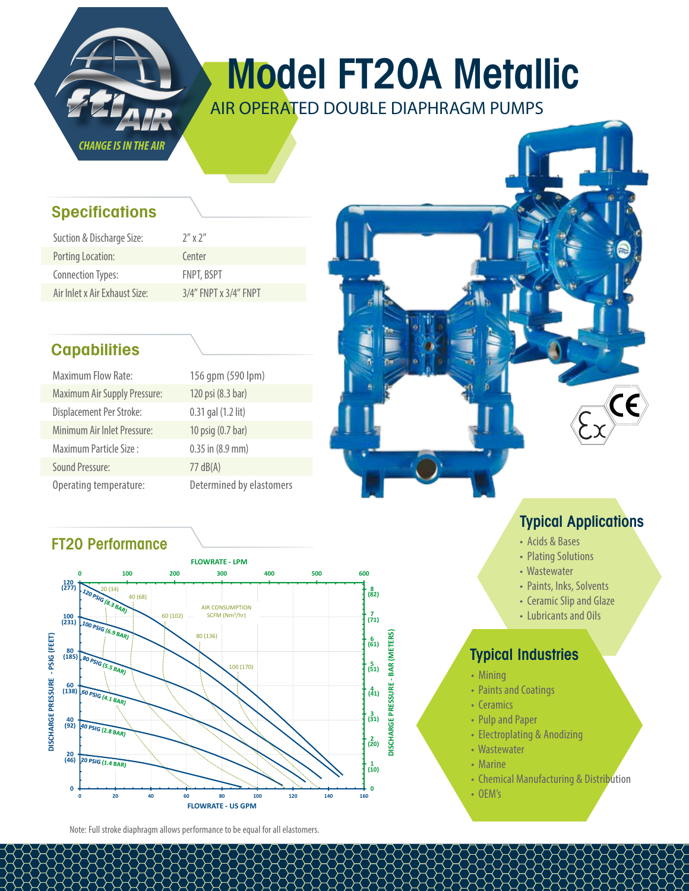# Model FT20A Metallic

AIR OPERATED DOUBLE DIAPHRAGM PUMPS

CHANGE IS IN THE AIR

## Specifications

| | |
|---|---|
| Suction & Discharge Size: | 2″ x 2″ |
| Porting Location: | Center |
| Connection Types: | FNPT, BSPT |
| Air Inlet x Air Exhaust Size: | 3/4″ FNPT x 3/4″ FNPT |

## Capabilities

| | |
|---|---|
| Maximum Flow Rate: | 156 gpm (590 lpm) |
| Maximum Air Supply Pressure: | 120 psi (8.3 bar) |
| Displacement Per Stroke: | 0.31 gal (1.2 lit) |
| Minimum Air Inlet Pressure: | 10 psig (0.7 bar) |
| Maximum Particle Size : | 0.35 in (8.9 mm) |
| Sound Pressure: | 77 dB(A) |
| Operating temperature: | Determined by elastomers |

## FT20 Performance

FLOWRATE - LPM: 0, 100, 200, 300, 400, 500, 600

DISCHARGE PRESSURE - PSIG (FEET): 120 (277), 100 (231), 80 (185), 60 (138), 40 (92), 20 (46), 0

DISCHARGE PRESSURE - BAR (METERS): 8 (82), 7 (71), 6 (61), 5 (51), 4 (41), 3 (31), 2 (20), 1 (10), 0

Curves: 120 PSIG (8.3 BAR), 100 PSIG (6.9 BAR), 80 PSIG (5.5 BAR), 60 PSIG (4.1 BAR), 40 PSIG (2.8 BAR), 20 PSIG (1.4 BAR)

AIR CONSUMPTION SCFM (Nm³/hr): 20 (34), 40 (68), 60 (102), 80 (136), 100 (170)

FLOWRATE - US GPM: 0, 20, 40, 60, 80, 100, 120, 140, 160

Note: Full stroke diaphragm allows performance to be equal for all elastomers.

## Typical Applications

- Acids & Bases
- Plating Solutions
- Wastewater
- Paints, Inks, Solvents
- Ceramic Slip and Glaze
- Lubricants and Oils

## Typical Industries

- Mining
- Paints and Coatings
- Ceramics
- Pulp and Paper
- Electroplating & Anodizing
- Wastewater
- Marine
- Chemical Manufacturing & Distribution
- OEM's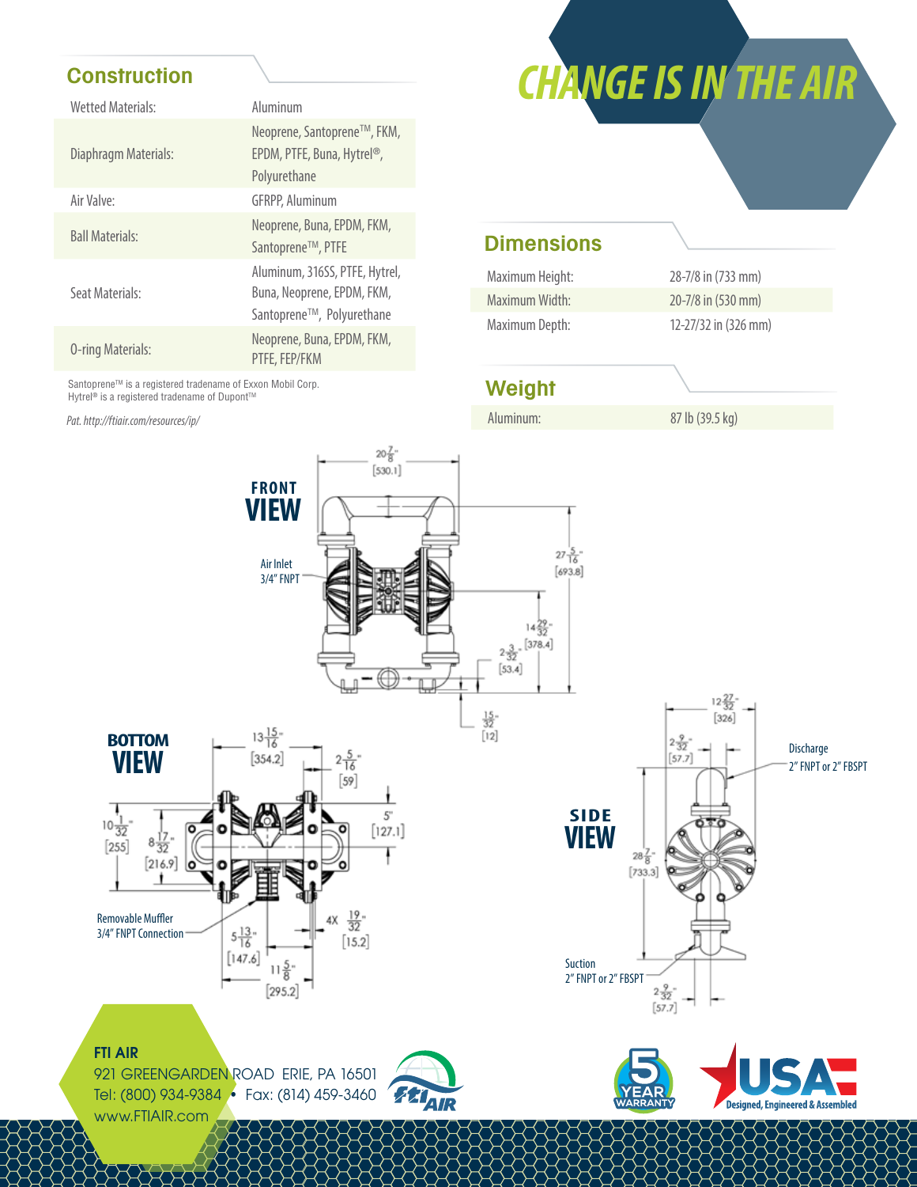## Construction

| | |
|---|---|
| Wetted Materials: | Aluminum |
| Diaphragm Materials: | Neoprene, Santoprene™, FKM, EPDM, PTFE, Buna, Hytrel®, Polyurethane |
| Air Valve: | GFRPP, Aluminum |
| Ball Materials: | Neoprene, Buna, EPDM, FKM, Santoprene™, PTFE |
| Seat Materials: | Aluminum, 316SS, PTFE, Hytrel, Buna, Neoprene, EPDM, FKM, Santoprene™, Polyurethane |
| O-ring Materials: | Neoprene, Buna, EPDM, FKM, PTFE, FEP/FKM |

Santoprene™ is a registered tradename of Exxon Mobil Corp.
Hytrel® is a registered tradename of Dupont™

*Pat. http://ftiair.com/resources/ip/*

# CHANGE IS IN THE AIR

## Dimensions

| | |
|---|---|
| Maximum Height: | 28-7/8 in (733 mm) |
| Maximum Width: | 20-7/8 in (530 mm) |
| Maximum Depth: | 12-27/32 in (326 mm) |

## Weight

| | |
|---|---|
| Aluminum: | 87 lb (39.5 kg) |

**FRONT VIEW**

$20\frac{7}{8}$" [530.1]

Air Inlet 3/4" FNPT

$27\frac{5}{16}$" [693.8]

$14\frac{29}{32}$" [378.4]

$2\frac{3}{32}$" [53.4]

$\frac{15}{32}$" [12]

**BOTTOM VIEW**

$13\frac{15}{16}$" [354.2]

$2\frac{5}{16}$" [59]

5" [127.1]

$10\frac{1}{32}$" [255]

$8\frac{17}{32}$" [216.9]

Removable Muffler 3/4" FNPT Connection

4X $\frac{19}{32}$" [15.2]

$5\frac{13}{16}$" [147.6]

$11\frac{5}{8}$" [295.2]

**SIDE VIEW**

$12\frac{27}{32}$" [326]

$2\frac{9}{32}$" [57.7]

Discharge 2" FNPT or 2" FBSPT

$28\frac{7}{8}$" [733.3]

Suction 2" FNPT or 2" FBSPT

$2\frac{9}{32}$" [57.7]

**FTI AIR**
921 GREENGARDEN ROAD ERIE, PA 16501
Tel: (800) 934-9384 • Fax: (814) 459-3460
www.FTIAIR.com

5 YEAR WARRANTY

USA Designed, Engineered & Assembled